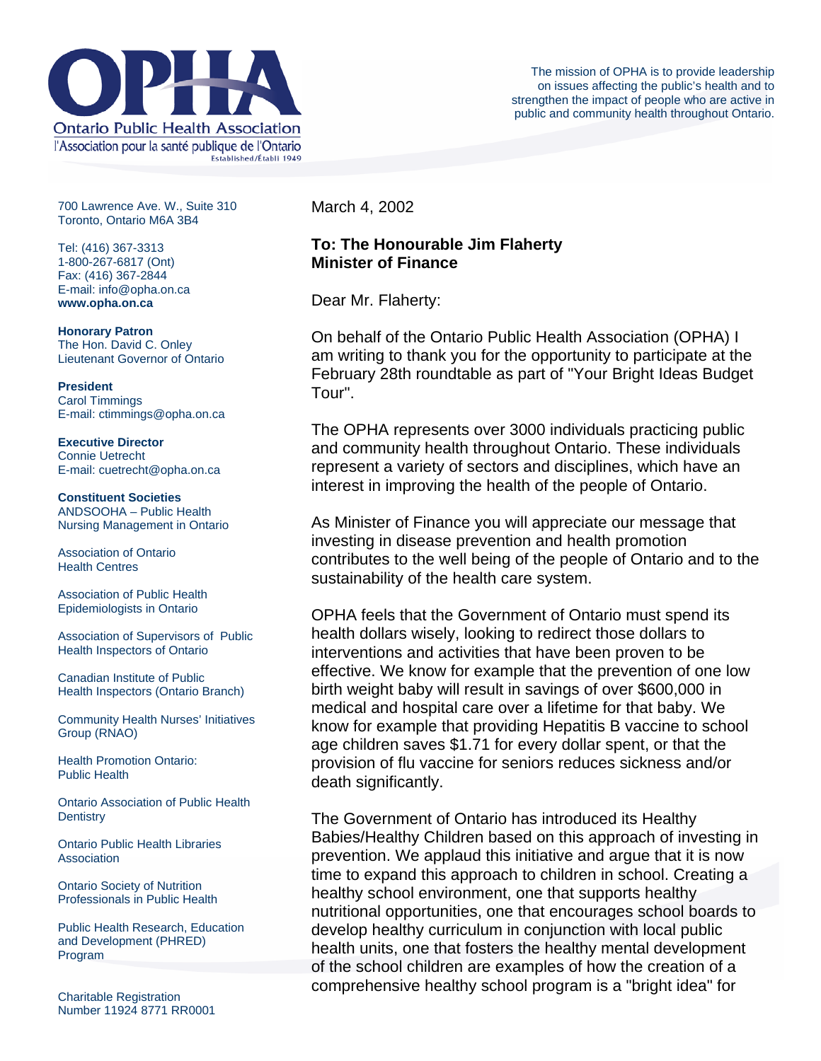# OPHA

Ontario Public Health Association

l'Association pour la santé publique de l'Ontario

Established/Établi 1949

The mission of OPHA is to provide leadership on issues affecting the public's health and to strengthen the impact of people who are active in public and community health throughout Ontario.

700 Lawrence Ave. W., Suite 310
Toronto, Ontario M6A 3B4

Tel: (416) 367-3313
1-800-267-6817 (Ont)
Fax: (416) 367-2844
E-mail: info@opha.on.ca
**www.opha.on.ca**

**Honorary Patron**
The Hon. David C. Onley
Lieutenant Governor of Ontario

**President**
Carol Timmings
E-mail: ctimmings@opha.on.ca

**Executive Director**
Connie Uetrecht
E-mail: cuetrecht@opha.on.ca

**Constituent Societies**

ANDSOOHA – Public Health Nursing Management in Ontario

Association of Ontario Health Centres

Association of Public Health Epidemiologists in Ontario

Association of Supervisors of Public Health Inspectors of Ontario

Canadian Institute of Public Health Inspectors (Ontario Branch)

Community Health Nurses' Initiatives Group (RNAO)

Health Promotion Ontario: Public Health

Ontario Association of Public Health Dentistry

Ontario Public Health Libraries Association

Ontario Society of Nutrition Professionals in Public Health

Public Health Research, Education and Development (PHRED) Program

Charitable Registration Number 11924 8771 RR0001

March 4, 2002

**To: The Honourable Jim Flaherty**
**Minister of Finance**

Dear Mr. Flaherty:

On behalf of the Ontario Public Health Association (OPHA) I am writing to thank you for the opportunity to participate at the February 28th roundtable as part of "Your Bright Ideas Budget Tour".

The OPHA represents over 3000 individuals practicing public and community health throughout Ontario. These individuals represent a variety of sectors and disciplines, which have an interest in improving the health of the people of Ontario.

As Minister of Finance you will appreciate our message that investing in disease prevention and health promotion contributes to the well being of the people of Ontario and to the sustainability of the health care system.

OPHA feels that the Government of Ontario must spend its health dollars wisely, looking to redirect those dollars to interventions and activities that have been proven to be effective. We know for example that the prevention of one low birth weight baby will result in savings of over $600,000 in medical and hospital care over a lifetime for that baby. We know for example that providing Hepatitis B vaccine to school age children saves $1.71 for every dollar spent, or that the provision of flu vaccine for seniors reduces sickness and/or death significantly.

The Government of Ontario has introduced its Healthy Babies/Healthy Children based on this approach of investing in prevention. We applaud this initiative and argue that it is now time to expand this approach to children in school. Creating a healthy school environment, one that supports healthy nutritional opportunities, one that encourages school boards to develop healthy curriculum in conjunction with local public health units, one that fosters the healthy mental development of the school children are examples of how the creation of a comprehensive healthy school program is a "bright idea" for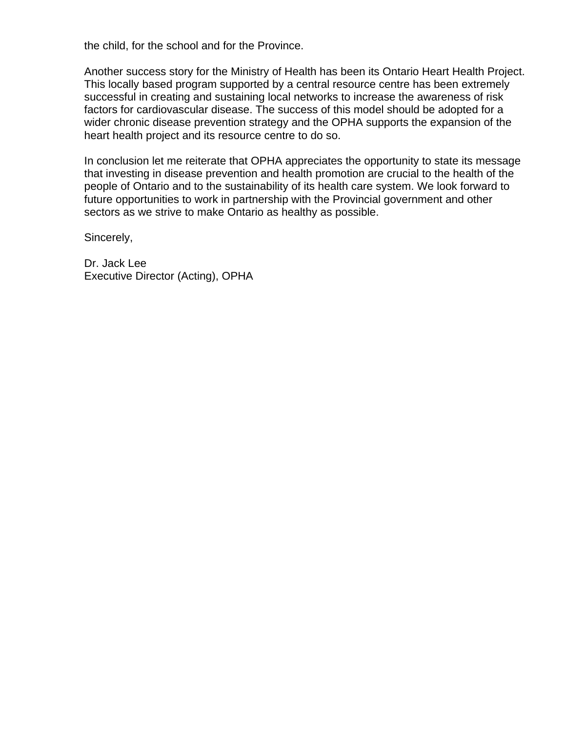the child, for the school and for the Province.

Another success story for the Ministry of Health has been its Ontario Heart Health Project. This locally based program supported by a central resource centre has been extremely successful in creating and sustaining local networks to increase the awareness of risk factors for cardiovascular disease. The success of this model should be adopted for a wider chronic disease prevention strategy and the OPHA supports the expansion of the heart health project and its resource centre to do so.

In conclusion let me reiterate that OPHA appreciates the opportunity to state its message that investing in disease prevention and health promotion are crucial to the health of the people of Ontario and to the sustainability of its health care system. We look forward to future opportunities to work in partnership with the Provincial government and other sectors as we strive to make Ontario as healthy as possible.

Sincerely,

Dr. Jack Lee
Executive Director (Acting), OPHA